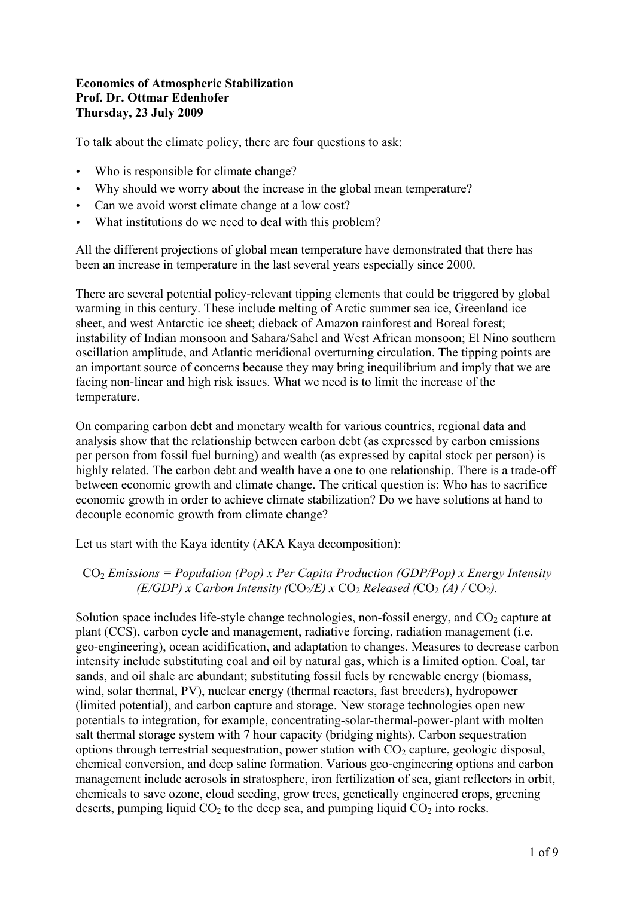**Economics of Atmospheric Stabilization**
**Prof. Dr. Ottmar Edenhofer**
**Thursday, 23 July 2009**

To talk about the climate policy, there are four questions to ask:

- Who is responsible for climate change?
- Why should we worry about the increase in the global mean temperature?
- Can we avoid worst climate change at a low cost?
- What institutions do we need to deal with this problem?

All the different projections of global mean temperature have demonstrated that there has been an increase in temperature in the last several years especially since 2000.

There are several potential policy-relevant tipping elements that could be triggered by global warming in this century. These include melting of Arctic summer sea ice, Greenland ice sheet, and west Antarctic ice sheet; dieback of Amazon rainforest and Boreal forest; instability of Indian monsoon and Sahara/Sahel and West African monsoon; El Nino southern oscillation amplitude, and Atlantic meridional overturning circulation. The tipping points are an important source of concerns because they may bring inequilibrium and imply that we are facing non-linear and high risk issues. What we need is to limit the increase of the temperature.

On comparing carbon debt and monetary wealth for various countries, regional data and analysis show that the relationship between carbon debt (as expressed by carbon emissions per person from fossil fuel burning) and wealth (as expressed by capital stock per person) is highly related. The carbon debt and wealth have a one to one relationship. There is a trade-off between economic growth and climate change. The critical question is: Who has to sacrifice economic growth in order to achieve climate stabilization? Do we have solutions at hand to decouple economic growth from climate change?

Let us start with the Kaya identity (AKA Kaya decomposition):

$$CO_2 \text{ } \textit{Emissions = Population (Pop) x Per Capita Production (GDP/Pop) x Energy Intensity (E/GDP) x Carbon Intensity (}CO_2/E\textit{) x } CO_2 \textit{ Released (}CO_2 \textit{ (A) / } CO_2\textit{).}$$

Solution space includes life-style change technologies, non-fossil energy, and $CO_2$ capture at plant (CCS), carbon cycle and management, radiative forcing, radiation management (i.e. geo-engineering), ocean acidification, and adaptation to changes. Measures to decrease carbon intensity include substituting coal and oil by natural gas, which is a limited option. Coal, tar sands, and oil shale are abundant; substituting fossil fuels by renewable energy (biomass, wind, solar thermal, PV), nuclear energy (thermal reactors, fast breeders), hydropower (limited potential), and carbon capture and storage. New storage technologies open new potentials to integration, for example, concentrating-solar-thermal-power-plant with molten salt thermal storage system with 7 hour capacity (bridging nights). Carbon sequestration options through terrestrial sequestration, power station with $CO_2$ capture, geologic disposal, chemical conversion, and deep saline formation. Various geo-engineering options and carbon management include aerosols in stratosphere, iron fertilization of sea, giant reflectors in orbit, chemicals to save ozone, cloud seeding, grow trees, genetically engineered crops, greening deserts, pumping liquid $CO_2$ to the deep sea, and pumping liquid $CO_2$ into rocks.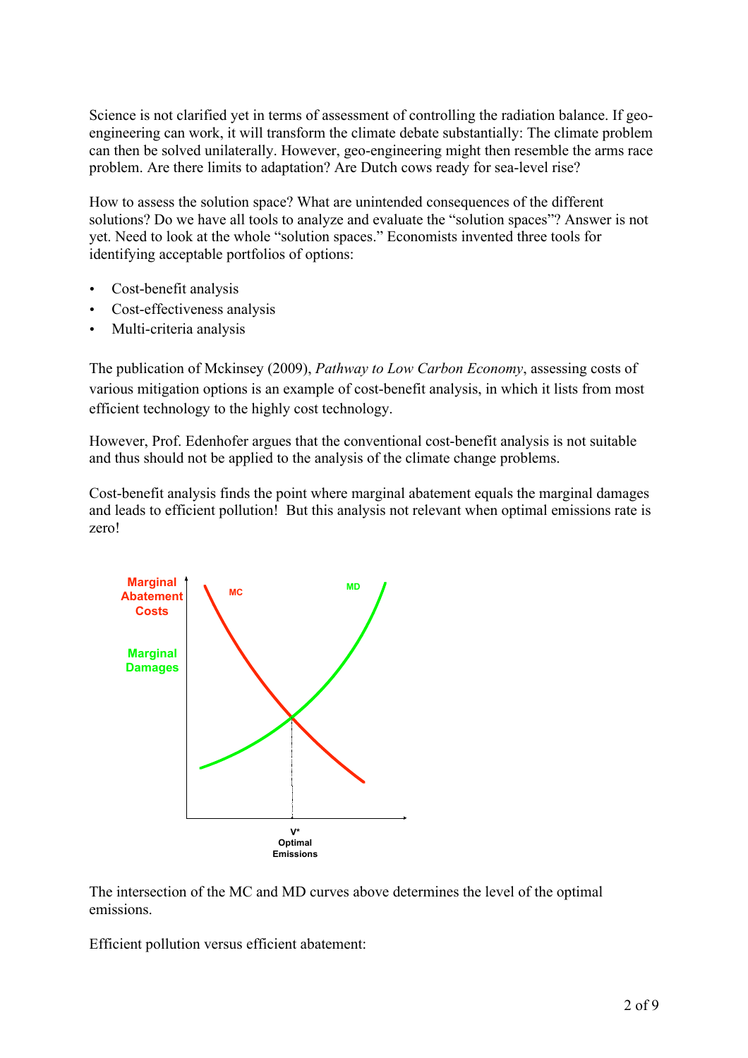Science is not clarified yet in terms of assessment of controlling the radiation balance. If geo-engineering can work, it will transform the climate debate substantially: The climate problem can then be solved unilaterally. However, geo-engineering might then resemble the arms race problem. Are there limits to adaptation? Are Dutch cows ready for sea-level rise?

How to assess the solution space? What are unintended consequences of the different solutions? Do we have all tools to analyze and evaluate the "solution spaces"? Answer is not yet. Need to look at the whole "solution spaces." Economists invented three tools for identifying acceptable portfolios of options:

- Cost-benefit analysis
- Cost-effectiveness analysis
- Multi-criteria analysis

The publication of Mckinsey (2009), *Pathway to Low Carbon Economy*, assessing costs of various mitigation options is an example of cost-benefit analysis, in which it lists from most efficient technology to the highly cost technology.

However, Prof. Edenhofer argues that the conventional cost-benefit analysis is not suitable and thus should not be applied to the analysis of the climate change problems.

Cost-benefit analysis finds the point where marginal abatement equals the marginal damages and leads to efficient pollution! But this analysis not relevant when optimal emissions rate is zero!

The intersection of the MC and MD curves above determines the level of the optimal emissions.

Efficient pollution versus efficient abatement: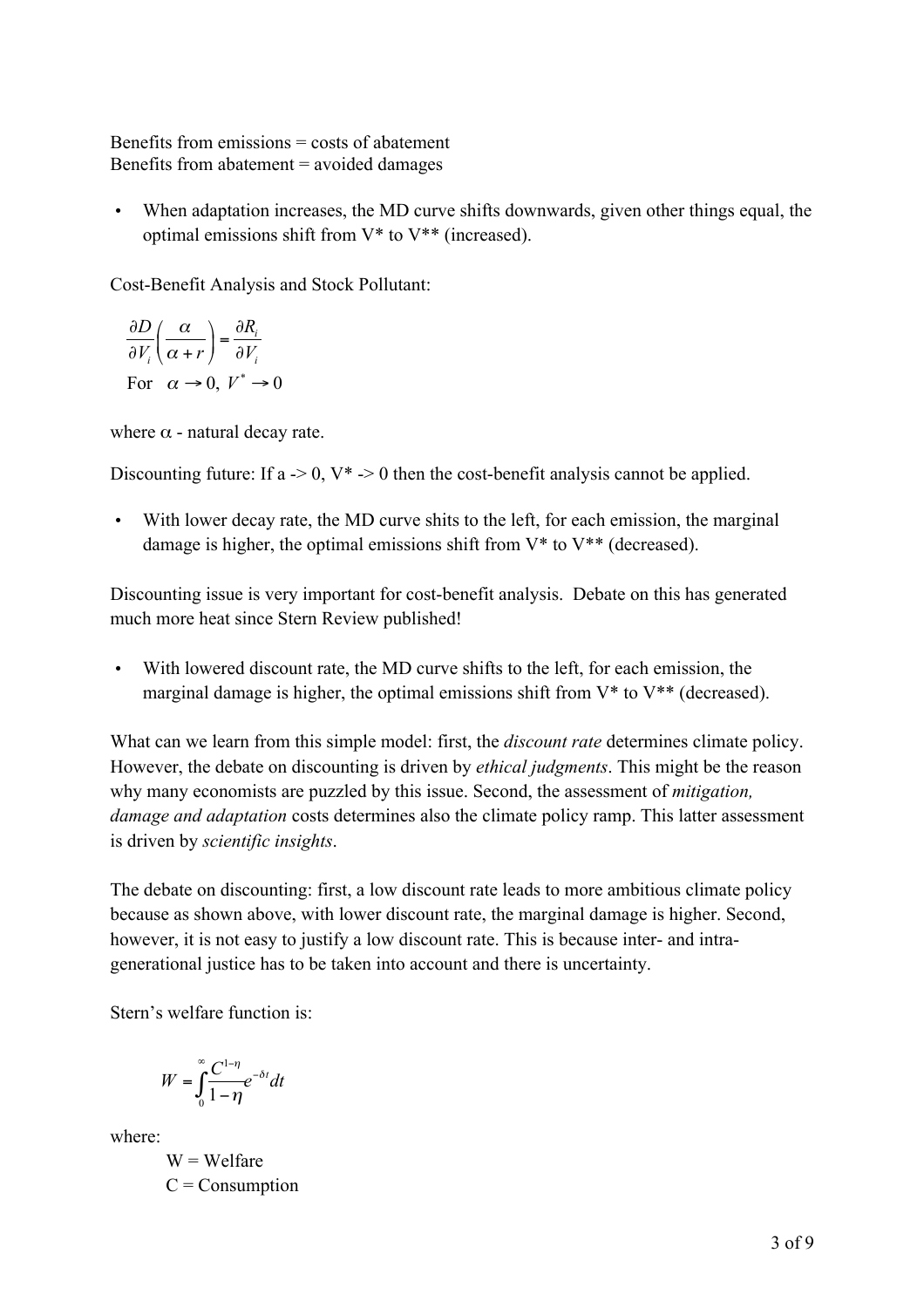Benefits from emissions = costs of abatement
Benefits from abatement = avoided damages

- When adaptation increases, the MD curve shifts downwards, given other things equal, the optimal emissions shift from V* to V** (increased).

Cost-Benefit Analysis and Stock Pollutant:

$$\frac{\partial D}{\partial V_i}\left(\frac{\alpha}{\alpha + r}\right) = \frac{\partial R_i}{\partial V_i}$$

$$\text{For} \quad \alpha \to 0,\ V^* \to 0$$

where $\alpha$ - natural decay rate.

Discounting future: If a -> 0, V* -> 0 then the cost-benefit analysis cannot be applied.

- With lower decay rate, the MD curve shits to the left, for each emission, the marginal damage is higher, the optimal emissions shift from V* to V** (decreased).

Discounting issue is very important for cost-benefit analysis. Debate on this has generated much more heat since Stern Review published!

- With lowered discount rate, the MD curve shifts to the left, for each emission, the marginal damage is higher, the optimal emissions shift from V* to V** (decreased).

What can we learn from this simple model: first, the *discount rate* determines climate policy. However, the debate on discounting is driven by *ethical judgments*. This might be the reason why many economists are puzzled by this issue. Second, the assessment of *mitigation, damage and adaptation* costs determines also the climate policy ramp. This latter assessment is driven by *scientific insights*.

The debate on discounting: first, a low discount rate leads to more ambitious climate policy because as shown above, with lower discount rate, the marginal damage is higher. Second, however, it is not easy to justify a low discount rate. This is because inter- and intra-generational justice has to be taken into account and there is uncertainty.

Stern's welfare function is:

$$W = \int_0^\infty \frac{C^{1-\eta}}{1-\eta} e^{-\delta t} dt$$

where:

W = Welfare
C = Consumption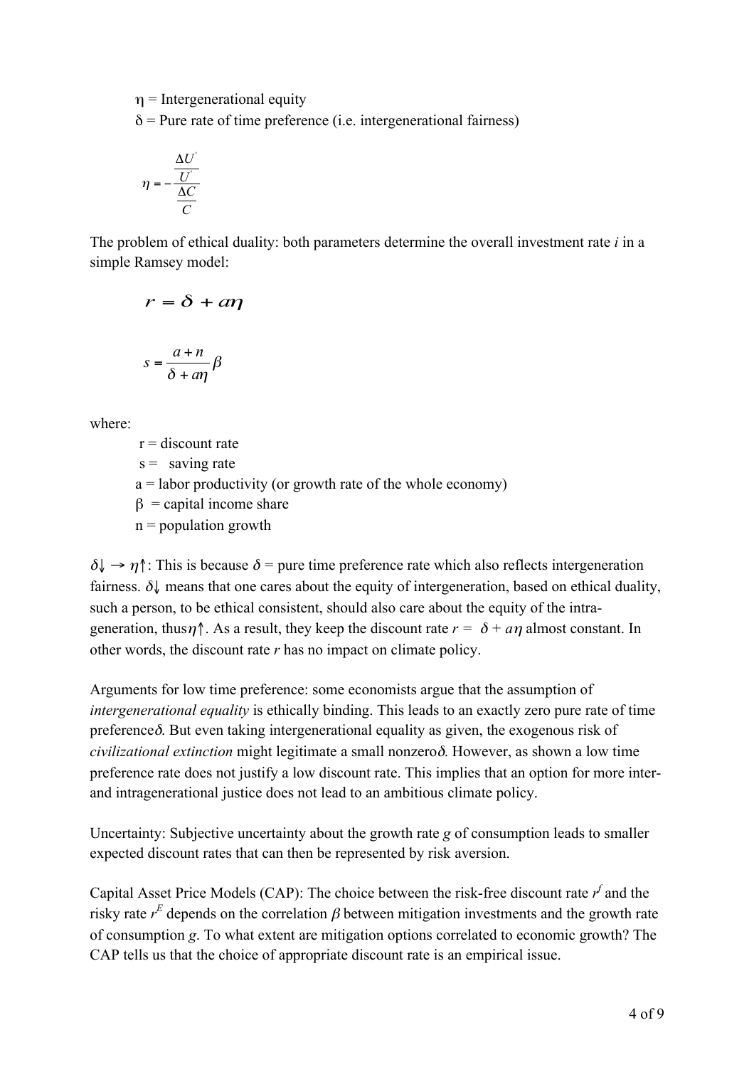η = Intergenerational equity

δ = Pure rate of time preference (i.e. intergenerational fairness)

$$\eta = -\frac{\frac{\Delta U'}{U'}}{\frac{\Delta C}{C}}$$

The problem of ethical duality: both parameters determine the overall investment rate *i* in a simple Ramsey model:

$$r = \delta + a\eta$$

$$s = \frac{a+n}{\delta + a\eta}\beta$$

where:

- r = discount rate
- s = saving rate
- a = labor productivity (or growth rate of the whole economy)
- β = capital income share
- n = population growth

$\delta\downarrow \rightarrow \eta\uparrow$: This is because $\delta$ = pure time preference rate which also reflects intergeneration fairness. $\delta\downarrow$ means that one cares about the equity of intergeneration, based on ethical duality, such a person, to be ethical consistent, should also care about the equity of the intra-generation, thus $\eta\uparrow$. As a result, they keep the discount rate $r = \delta + a\eta$ almost constant. In other words, the discount rate *r* has no impact on climate policy.

Arguments for low time preference: some economists argue that the assumption of *intergenerational equality* is ethically binding. This leads to an exactly zero pure rate of time preference $\delta$. But even taking intergenerational equality as given, the exogenous risk of *civilizational extinction* might legitimate a small nonzero $\delta$. However, as shown a low time preference rate does not justify a low discount rate. This implies that an option for more inter- and intragenerational justice does not lead to an ambitious climate policy.

Uncertainty: Subjective uncertainty about the growth rate *g* of consumption leads to smaller expected discount rates that can then be represented by risk aversion.

Capital Asset Price Models (CAP): The choice between the risk-free discount rate $r^f$ and the risky rate $r^E$ depends on the correlation $\beta$ between mitigation investments and the growth rate of consumption *g*. To what extent are mitigation options correlated to economic growth? The CAP tells us that the choice of appropriate discount rate is an empirical issue.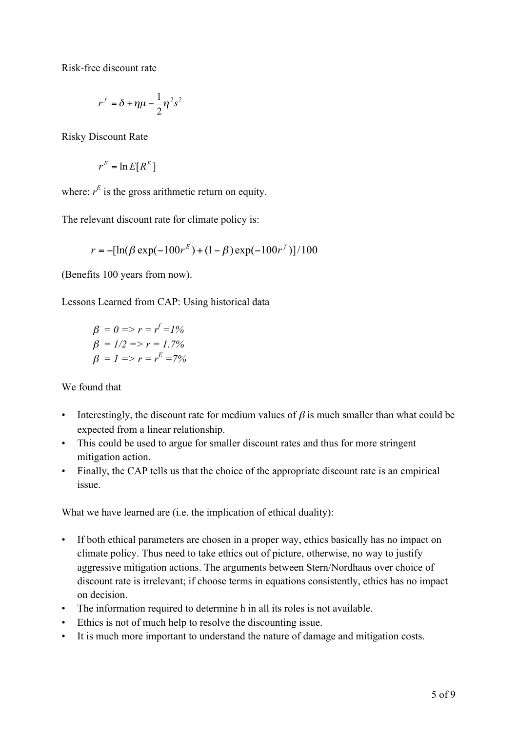Risk-free discount rate

$$r^f = \delta + \eta\mu - \frac{1}{2}\eta^2 s^2$$

Risky Discount Rate

$$r^E = \ln E[R^E]$$

where: $r^E$ is the gross arithmetic return on equity.

The relevant discount rate for climate policy is:

$$r = -[\ln(\beta \exp(-100r^E) + (1-\beta)\exp(-100r^f)]/100$$

(Benefits 100 years from now).

Lessons Learned from CAP: Using historical data

*$\beta$ = 0 => r = $r^f$ =1%*
*$\beta$ = 1/2 => r = 1.7%*
*$\beta$ = 1 => r = $r^E$ =7%*

We found that

- Interestingly, the discount rate for medium values of $\beta$ is much smaller than what could be expected from a linear relationship.
- This could be used to argue for smaller discount rates and thus for more stringent mitigation action.
- Finally, the CAP tells us that the choice of the appropriate discount rate is an empirical issue.

What we have learned are (i.e. the implication of ethical duality):

- If both ethical parameters are chosen in a proper way, ethics basically has no impact on climate policy. Thus need to take ethics out of picture, otherwise, no way to justify aggressive mitigation actions. The arguments between Stern/Nordhaus over choice of discount rate is irrelevant; if choose terms in equations consistently, ethics has no impact on decision.
- The information required to determine h in all its roles is not available.
- Ethics is not of much help to resolve the discounting issue.
- It is much more important to understand the nature of damage and mitigation costs.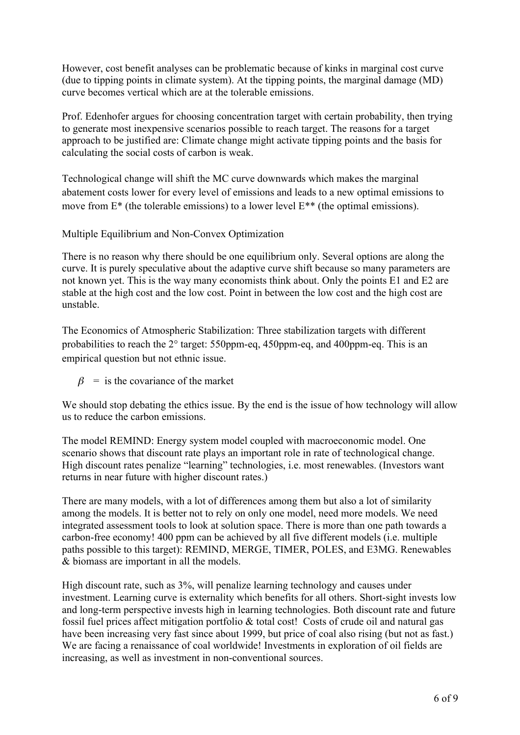However, cost benefit analyses can be problematic because of kinks in marginal cost curve (due to tipping points in climate system). At the tipping points, the marginal damage (MD) curve becomes vertical which are at the tolerable emissions.

Prof. Edenhofer argues for choosing concentration target with certain probability, then trying to generate most inexpensive scenarios possible to reach target. The reasons for a target approach to be justified are: Climate change might activate tipping points and the basis for calculating the social costs of carbon is weak.

Technological change will shift the MC curve downwards which makes the marginal abatement costs lower for every level of emissions and leads to a new optimal emissions to move from E* (the tolerable emissions) to a lower level E** (the optimal emissions).

Multiple Equilibrium and Non-Convex Optimization

There is no reason why there should be one equilibrium only. Several options are along the curve. It is purely speculative about the adaptive curve shift because so many parameters are not known yet. This is the way many economists think about. Only the points E1 and E2 are stable at the high cost and the low cost. Point in between the low cost and the high cost are unstable.

The Economics of Atmospheric Stabilization: Three stabilization targets with different probabilities to reach the 2° target: 550ppm-eq, 450ppm-eq, and 400ppm-eq. This is an empirical question but not ethnic issue.

$\beta$ = is the covariance of the market

We should stop debating the ethics issue. By the end is the issue of how technology will allow us to reduce the carbon emissions.

The model REMIND: Energy system model coupled with macroeconomic model. One scenario shows that discount rate plays an important role in rate of technological change. High discount rates penalize "learning" technologies, i.e. most renewables. (Investors want returns in near future with higher discount rates.)

There are many models, with a lot of differences among them but also a lot of similarity among the models. It is better not to rely on only one model, need more models. We need integrated assessment tools to look at solution space. There is more than one path towards a carbon-free economy! 400 ppm can be achieved by all five different models (i.e. multiple paths possible to this target): REMIND, MERGE, TIMER, POLES, and E3MG. Renewables & biomass are important in all the models.

High discount rate, such as 3%, will penalize learning technology and causes under investment. Learning curve is externality which benefits for all others. Short-sight invests low and long-term perspective invests high in learning technologies. Both discount rate and future fossil fuel prices affect mitigation portfolio & total cost! Costs of crude oil and natural gas have been increasing very fast since about 1999, but price of coal also rising (but not as fast.) We are facing a renaissance of coal worldwide! Investments in exploration of oil fields are increasing, as well as investment in non-conventional sources.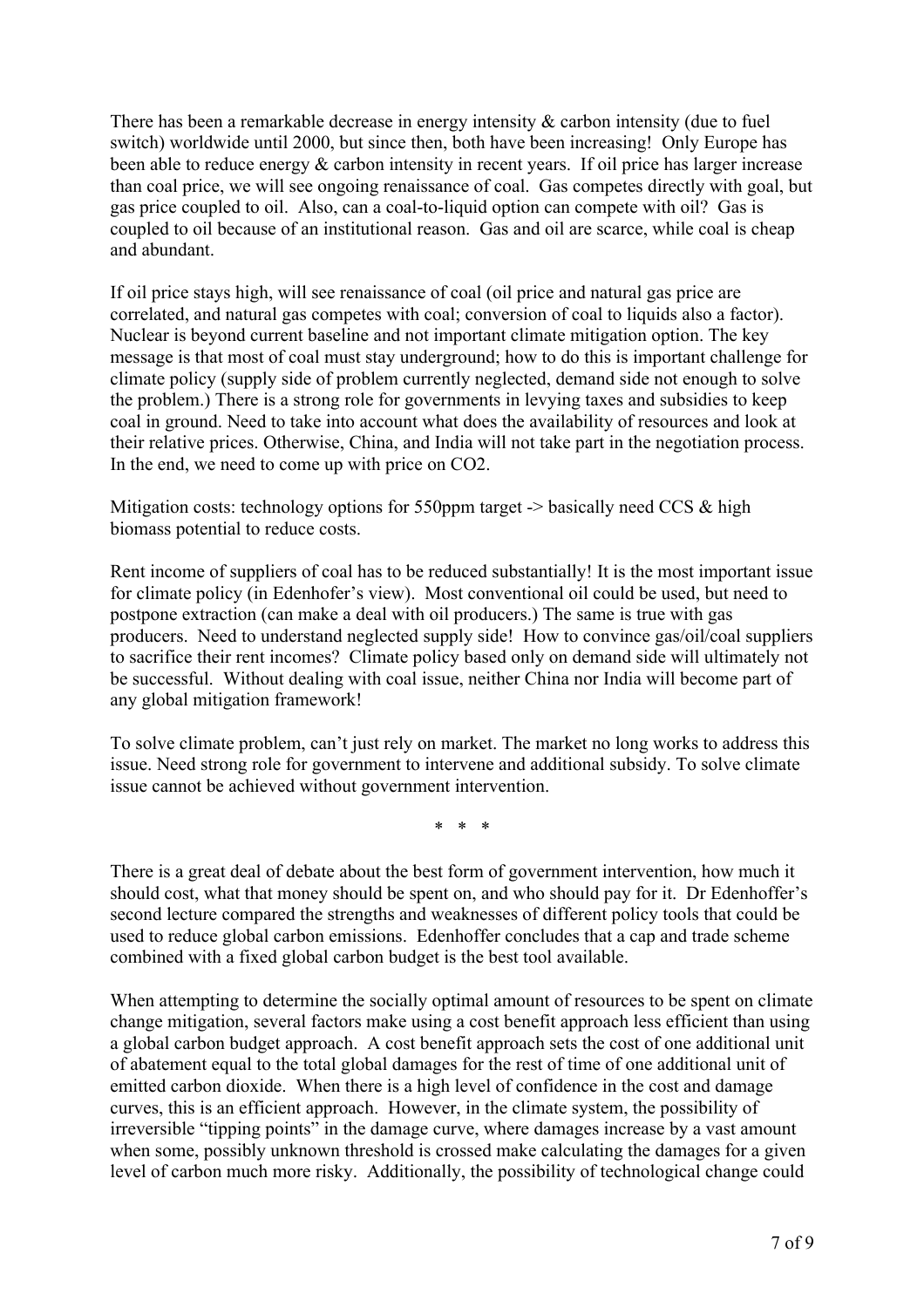There has been a remarkable decrease in energy intensity & carbon intensity (due to fuel switch) worldwide until 2000, but since then, both have been increasing! Only Europe has been able to reduce energy & carbon intensity in recent years. If oil price has larger increase than coal price, we will see ongoing renaissance of coal. Gas competes directly with goal, but gas price coupled to oil. Also, can a coal-to-liquid option can compete with oil? Gas is coupled to oil because of an institutional reason. Gas and oil are scarce, while coal is cheap and abundant.

If oil price stays high, will see renaissance of coal (oil price and natural gas price are correlated, and natural gas competes with coal; conversion of coal to liquids also a factor). Nuclear is beyond current baseline and not important climate mitigation option. The key message is that most of coal must stay underground; how to do this is important challenge for climate policy (supply side of problem currently neglected, demand side not enough to solve the problem.) There is a strong role for governments in levying taxes and subsidies to keep coal in ground. Need to take into account what does the availability of resources and look at their relative prices. Otherwise, China, and India will not take part in the negotiation process. In the end, we need to come up with price on $CO_2$.

Mitigation costs: technology options for 550ppm target -> basically need CCS & high biomass potential to reduce costs.

Rent income of suppliers of coal has to be reduced substantially! It is the most important issue for climate policy (in Edenhofer's view). Most conventional oil could be used, but need to postpone extraction (can make a deal with oil producers.) The same is true with gas producers. Need to understand neglected supply side! How to convince gas/oil/coal suppliers to sacrifice their rent incomes? Climate policy based only on demand side will ultimately not be successful. Without dealing with coal issue, neither China nor India will become part of any global mitigation framework!

To solve climate problem, can't just rely on market. The market no long works to address this issue. Need strong role for government to intervene and additional subsidy. To solve climate issue cannot be achieved without government intervention.

\* \* \*

There is a great deal of debate about the best form of government intervention, how much it should cost, what that money should be spent on, and who should pay for it. Dr Edenhoffer's second lecture compared the strengths and weaknesses of different policy tools that could be used to reduce global carbon emissions. Edenhoffer concludes that a cap and trade scheme combined with a fixed global carbon budget is the best tool available.

When attempting to determine the socially optimal amount of resources to be spent on climate change mitigation, several factors make using a cost benefit approach less efficient than using a global carbon budget approach. A cost benefit approach sets the cost of one additional unit of abatement equal to the total global damages for the rest of time of one additional unit of emitted carbon dioxide. When there is a high level of confidence in the cost and damage curves, this is an efficient approach. However, in the climate system, the possibility of irreversible "tipping points" in the damage curve, where damages increase by a vast amount when some, possibly unknown threshold is crossed make calculating the damages for a given level of carbon much more risky. Additionally, the possibility of technological change could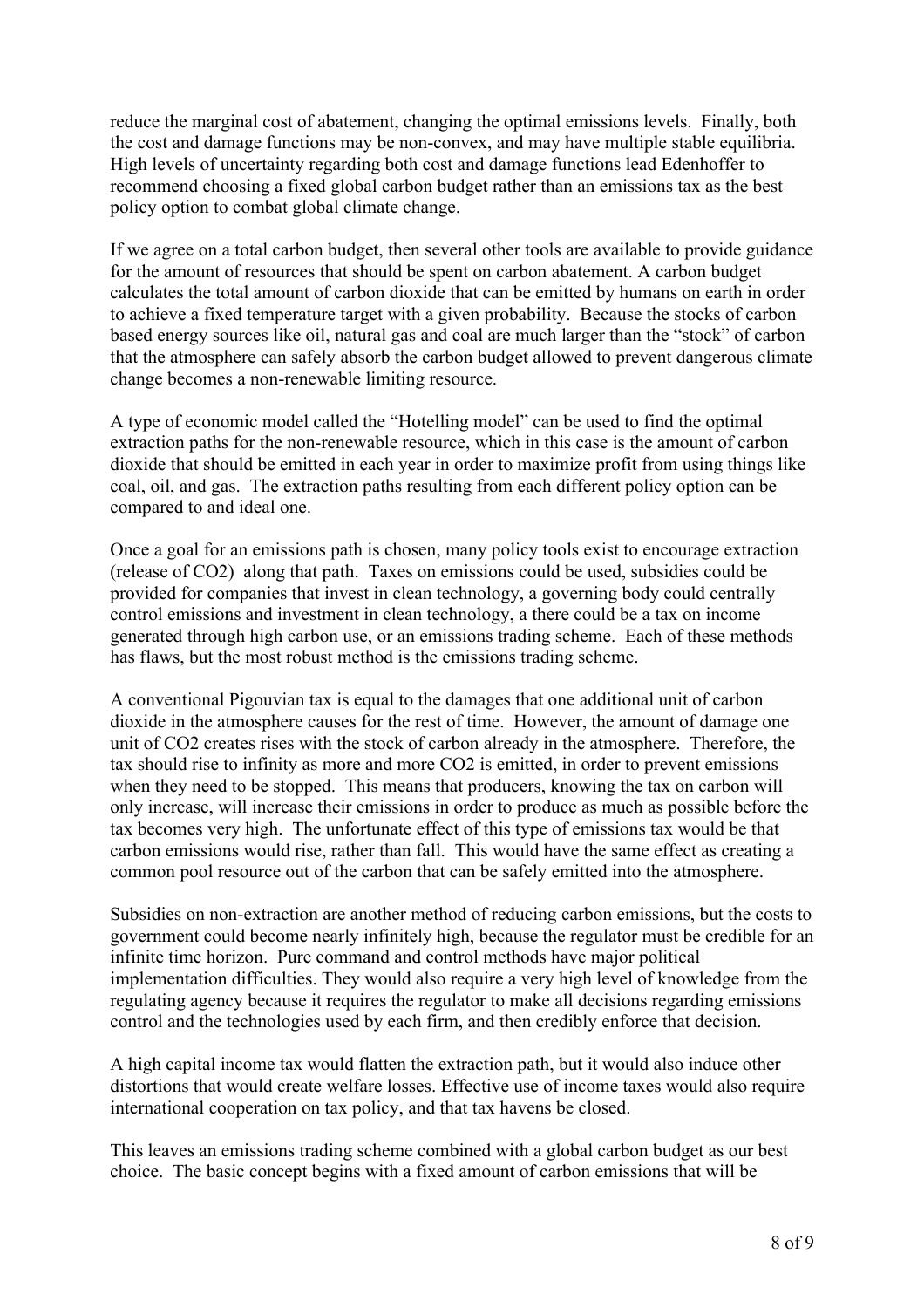reduce the marginal cost of abatement, changing the optimal emissions levels. Finally, both the cost and damage functions may be non-convex, and may have multiple stable equilibria. High levels of uncertainty regarding both cost and damage functions lead Edenhoffer to recommend choosing a fixed global carbon budget rather than an emissions tax as the best policy option to combat global climate change.

If we agree on a total carbon budget, then several other tools are available to provide guidance for the amount of resources that should be spent on carbon abatement. A carbon budget calculates the total amount of carbon dioxide that can be emitted by humans on earth in order to achieve a fixed temperature target with a given probability. Because the stocks of carbon based energy sources like oil, natural gas and coal are much larger than the "stock" of carbon that the atmosphere can safely absorb the carbon budget allowed to prevent dangerous climate change becomes a non-renewable limiting resource.

A type of economic model called the "Hotelling model" can be used to find the optimal extraction paths for the non-renewable resource, which in this case is the amount of carbon dioxide that should be emitted in each year in order to maximize profit from using things like coal, oil, and gas. The extraction paths resulting from each different policy option can be compared to and ideal one.

Once a goal for an emissions path is chosen, many policy tools exist to encourage extraction (release of $CO_2$) along that path. Taxes on emissions could be used, subsidies could be provided for companies that invest in clean technology, a governing body could centrally control emissions and investment in clean technology, a there could be a tax on income generated through high carbon use, or an emissions trading scheme. Each of these methods has flaws, but the most robust method is the emissions trading scheme.

A conventional Pigouvian tax is equal to the damages that one additional unit of carbon dioxide in the atmosphere causes for the rest of time. However, the amount of damage one unit of $CO_2$ creates rises with the stock of carbon already in the atmosphere. Therefore, the tax should rise to infinity as more and more $CO_2$ is emitted, in order to prevent emissions when they need to be stopped. This means that producers, knowing the tax on carbon will only increase, will increase their emissions in order to produce as much as possible before the tax becomes very high. The unfortunate effect of this type of emissions tax would be that carbon emissions would rise, rather than fall. This would have the same effect as creating a common pool resource out of the carbon that can be safely emitted into the atmosphere.

Subsidies on non-extraction are another method of reducing carbon emissions, but the costs to government could become nearly infinitely high, because the regulator must be credible for an infinite time horizon. Pure command and control methods have major political implementation difficulties. They would also require a very high level of knowledge from the regulating agency because it requires the regulator to make all decisions regarding emissions control and the technologies used by each firm, and then credibly enforce that decision.

A high capital income tax would flatten the extraction path, but it would also induce other distortions that would create welfare losses. Effective use of income taxes would also require international cooperation on tax policy, and that tax havens be closed.

This leaves an emissions trading scheme combined with a global carbon budget as our best choice. The basic concept begins with a fixed amount of carbon emissions that will be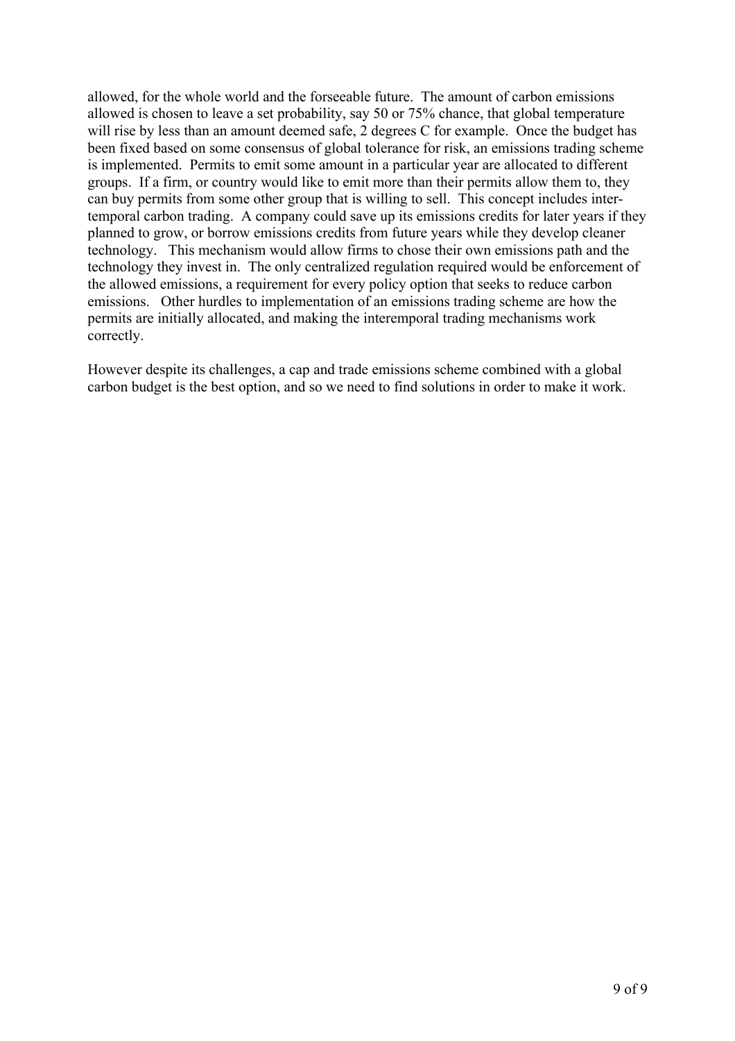allowed, for the whole world and the forseeable future. The amount of carbon emissions allowed is chosen to leave a set probability, say 50 or 75% chance, that global temperature will rise by less than an amount deemed safe, 2 degrees C for example. Once the budget has been fixed based on some consensus of global tolerance for risk, an emissions trading scheme is implemented. Permits to emit some amount in a particular year are allocated to different groups. If a firm, or country would like to emit more than their permits allow them to, they can buy permits from some other group that is willing to sell. This concept includes inter-temporal carbon trading. A company could save up its emissions credits for later years if they planned to grow, or borrow emissions credits from future years while they develop cleaner technology. This mechanism would allow firms to chose their own emissions path and the technology they invest in. The only centralized regulation required would be enforcement of the allowed emissions, a requirement for every policy option that seeks to reduce carbon emissions. Other hurdles to implementation of an emissions trading scheme are how the permits are initially allocated, and making the interemporal trading mechanisms work correctly.

However despite its challenges, a cap and trade emissions scheme combined with a global carbon budget is the best option, and so we need to find solutions in order to make it work.